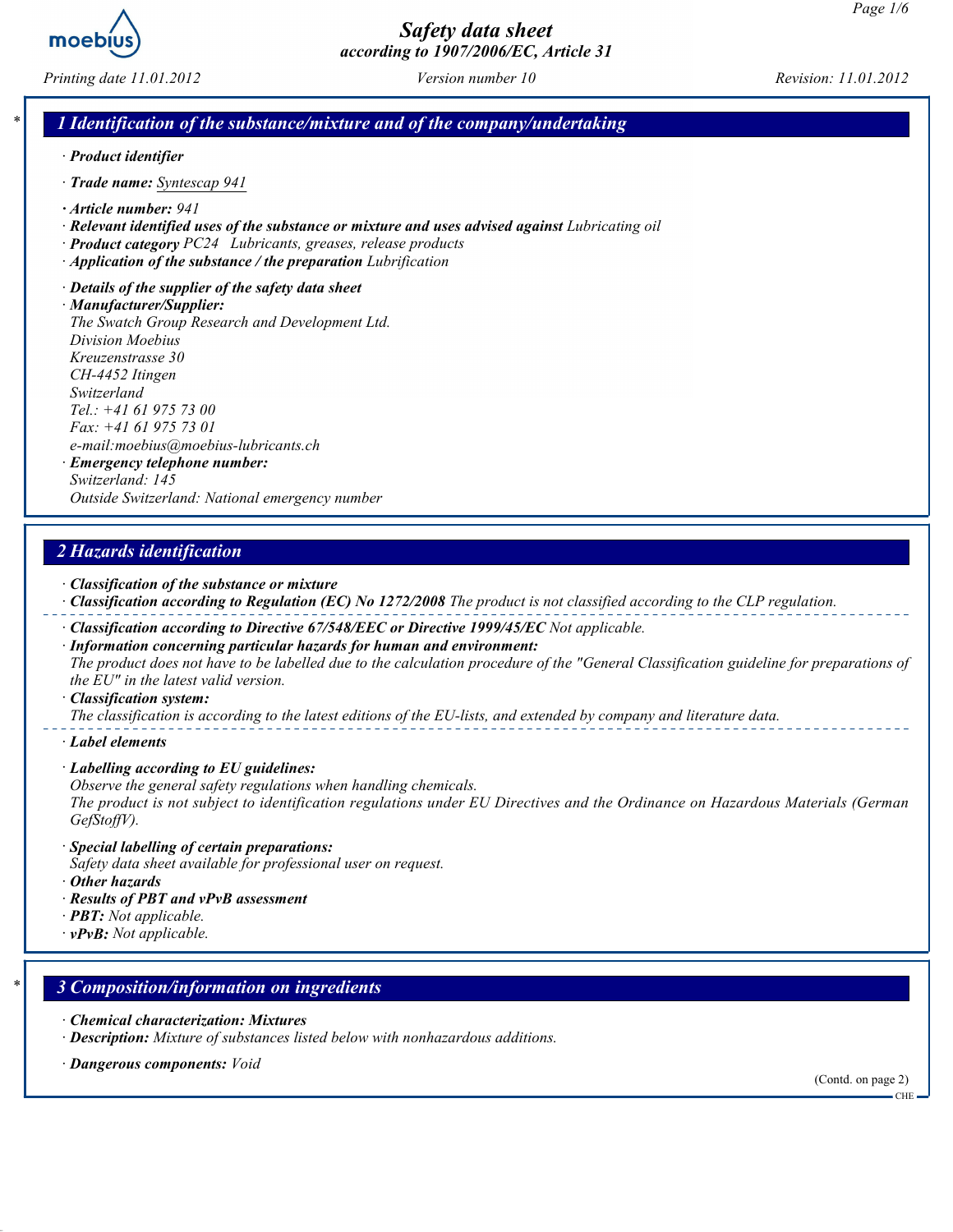# Safety data sheet
## according to 1907/2006/EC, Article 31

Printing date 11.01.2012 | Version number 10 | Revision: 11.01.2012

## 1 Identification of the substance/mixture and of the company/undertaking

· **Product identifier**

· **Trade name:** Syntescap 941

· **Article number:** 941

· **Relevant identified uses of the substance or mixture and uses advised against** Lubricating oil

· **Product category** PC24 Lubricants, greases, release products

· **Application of the substance / the preparation** Lubrification

· **Details of the supplier of the safety data sheet**

· **Manufacturer/Supplier:**
The Swatch Group Research and Development Ltd.
Division Moebius
Kreuzenstrasse 30
CH-4452 Itingen
Switzerland
Tel.: +41 61 975 73 00
Fax: +41 61 975 73 01
e-mail:moebius@moebius-lubricants.ch

· **Emergency telephone number:**
Switzerland: 145
Outside Switzerland: National emergency number

## 2 Hazards identification

· **Classification of the substance or mixture**

· **Classification according to Regulation (EC) No 1272/2008** The product is not classified according to the CLP regulation.

· **Classification according to Directive 67/548/EEC or Directive 1999/45/EC** Not applicable.

· **Information concerning particular hazards for human and environment:**
The product does not have to be labelled due to the calculation procedure of the "General Classification guideline for preparations of the EU" in the latest valid version.

· **Classification system:**
The classification is according to the latest editions of the EU-lists, and extended by company and literature data.

· **Label elements**

· **Labelling according to EU guidelines:**
Observe the general safety regulations when handling chemicals.
The product is not subject to identification regulations under EU Directives and the Ordinance on Hazardous Materials (German GefStoffV).

· **Special labelling of certain preparations:**
Safety data sheet available for professional user on request.

· **Other hazards**

· **Results of PBT and vPvB assessment**

· **PBT:** Not applicable.

· **vPvB:** Not applicable.

## 3 Composition/information on ingredients

· **Chemical characterization: Mixtures**

· **Description:** Mixture of substances listed below with nonhazardous additions.

· **Dangerous components:** Void

(Contd. on page 2)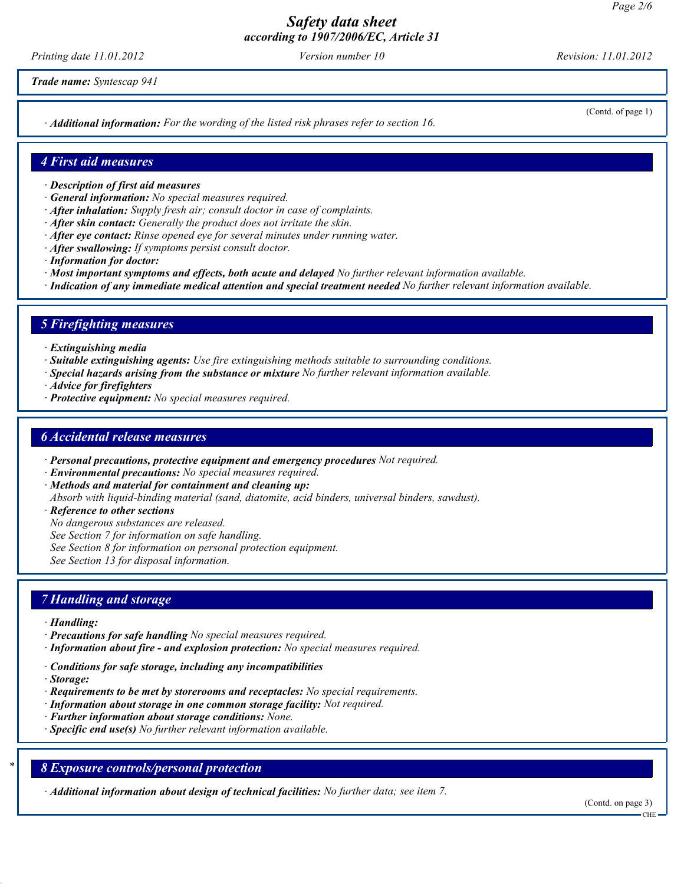**Trade name:** Syntescap 941

(Contd. of page 1)

· **Additional information:** For the wording of the listed risk phrases refer to section 16.

## 4 First aid measures

· **Description of first aid measures**
· **General information:** No special measures required.
· **After inhalation:** Supply fresh air; consult doctor in case of complaints.
· **After skin contact:** Generally the product does not irritate the skin.
· **After eye contact:** Rinse opened eye for several minutes under running water.
· **After swallowing:** If symptoms persist consult doctor.
· **Information for doctor:**
· **Most important symptoms and effects, both acute and delayed** No further relevant information available.
· **Indication of any immediate medical attention and special treatment needed** No further relevant information available.

## 5 Firefighting measures

· **Extinguishing media**
· **Suitable extinguishing agents:** Use fire extinguishing methods suitable to surrounding conditions.
· **Special hazards arising from the substance or mixture** No further relevant information available.
· **Advice for firefighters**
· **Protective equipment:** No special measures required.

## 6 Accidental release measures

· **Personal precautions, protective equipment and emergency procedures** Not required.
· **Environmental precautions:** No special measures required.
· **Methods and material for containment and cleaning up:**
Absorb with liquid-binding material (sand, diatomite, acid binders, universal binders, sawdust).
· **Reference to other sections**
No dangerous substances are released.
See Section 7 for information on safe handling.
See Section 8 for information on personal protection equipment.
See Section 13 for disposal information.

## 7 Handling and storage

· **Handling:**
· **Precautions for safe handling** No special measures required.
· **Information about fire - and explosion protection:** No special measures required.

· **Conditions for safe storage, including any incompatibilities**
· **Storage:**
· **Requirements to be met by storerooms and receptacles:** No special requirements.
· **Information about storage in one common storage facility:** Not required.
· **Further information about storage conditions:** None.
· **Specific end use(s)** No further relevant information available.

## 8 Exposure controls/personal protection

· **Additional information about design of technical facilities:** No further data; see item 7.

(Contd. on page 3)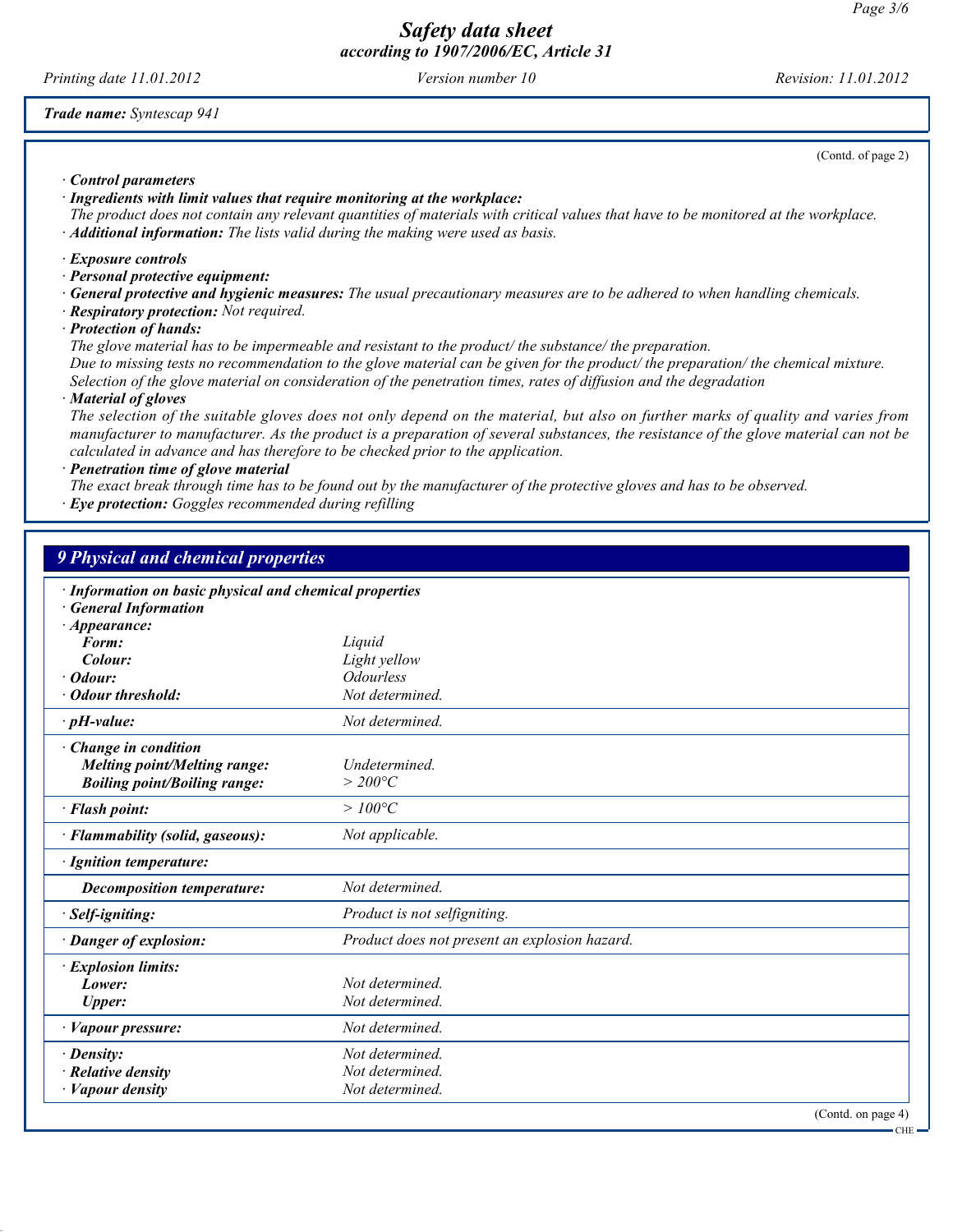**Trade name:** *Syntescap 941*

(Contd. of page 2)

· **Control parameters**

· **Ingredients with limit values that require monitoring at the workplace:**
The product does not contain any relevant quantities of materials with critical values that have to be monitored at the workplace.

· **Additional information:** The lists valid during the making were used as basis.

· **Exposure controls**

· **Personal protective equipment:**

· **General protective and hygienic measures:** The usual precautionary measures are to be adhered to when handling chemicals.

· **Respiratory protection:** Not required.

· **Protection of hands:**
The glove material has to be impermeable and resistant to the product/ the substance/ the preparation.
Due to missing tests no recommendation to the glove material can be given for the product/ the preparation/ the chemical mixture.
Selection of the glove material on consideration of the penetration times, rates of diffusion and the degradation

· **Material of gloves**
The selection of the suitable gloves does not only depend on the material, but also on further marks of quality and varies from manufacturer to manufacturer. As the product is a preparation of several substances, the resistance of the glove material can not be calculated in advance and has therefore to be checked prior to the application.

· **Penetration time of glove material**
The exact break through time has to be found out by the manufacturer of the protective gloves and has to be observed.

· **Eye protection:** Goggles recommended during refilling

## 9 Physical and chemical properties

· **Information on basic physical and chemical properties**

· **General Information**

| | |
|---|---|
| · **Appearance:** | |
| **Form:** | Liquid |
| **Colour:** | Light yellow |
| · **Odour:** | Odourless |
| · **Odour threshold:** | Not determined. |
| · **pH-value:** | Not determined. |
| · **Change in condition** | |
| **Melting point/Melting range:** | Undetermined. |
| **Boiling point/Boiling range:** | > 200°C |
| · **Flash point:** | > 100°C |
| · **Flammability (solid, gaseous):** | Not applicable. |
| · **Ignition temperature:** | |
| **Decomposition temperature:** | Not determined. |
| · **Self-igniting:** | Product is not selfigniting. |
| · **Danger of explosion:** | Product does not present an explosion hazard. |
| · **Explosion limits:** | |
| **Lower:** | Not determined. |
| **Upper:** | Not determined. |
| · **Vapour pressure:** | Not determined. |
| · **Density:** | Not determined. |
| · **Relative density** | Not determined. |
| · **Vapour density** | Not determined. |

(Contd. on page 4)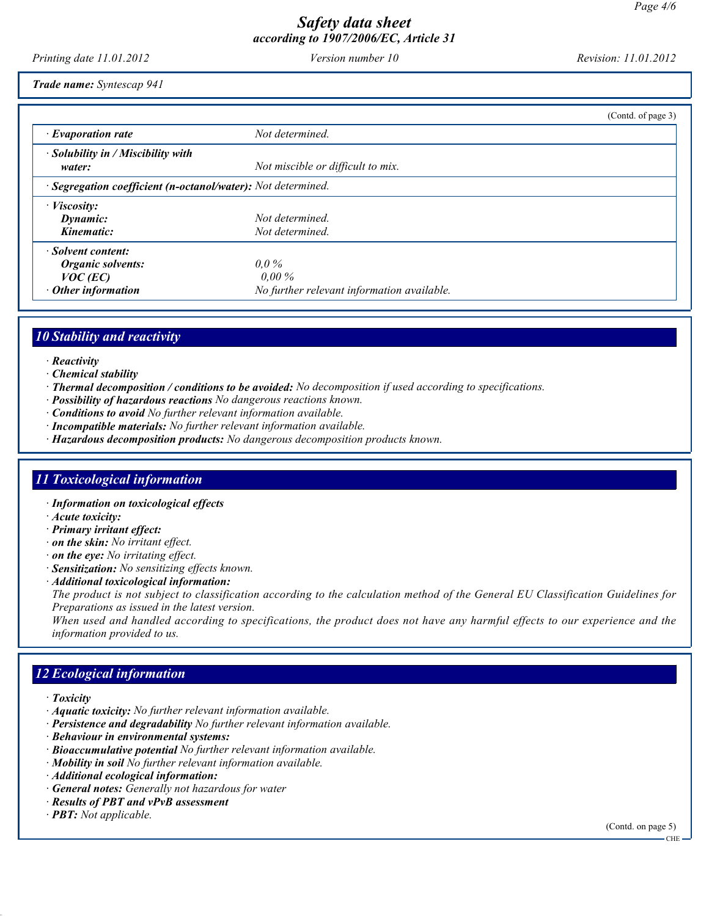**Trade name:** *Syntescap 941*

(Contd. of page 3)

| | |
|---|---|
| · **Evaporation rate** | Not determined. |
| · **Solubility in / Miscibility with water:** | Not miscible or difficult to mix. |
| · **Segregation coefficient (n-octanol/water):** | Not determined. |
| · **Viscosity:** | |
| **Dynamic:** | Not determined. |
| **Kinematic:** | Not determined. |
| · **Solvent content:** | |
| **Organic solvents:** | 0,0 % |
| **VOC (EC)** | 0,00 % |
| · **Other information** | No further relevant information available. |

## 10 Stability and reactivity

· **Reactivity**
· **Chemical stability**
· **Thermal decomposition / conditions to be avoided:** No decomposition if used according to specifications.
· **Possibility of hazardous reactions** No dangerous reactions known.
· **Conditions to avoid** No further relevant information available.
· **Incompatible materials:** No further relevant information available.
· **Hazardous decomposition products:** No dangerous decomposition products known.

## 11 Toxicological information

· **Information on toxicological effects**
· **Acute toxicity:**
· **Primary irritant effect:**
· **on the skin:** No irritant effect.
· **on the eye:** No irritating effect.
· **Sensitization:** No sensitizing effects known.
· **Additional toxicological information:**
The product is not subject to classification according to the calculation method of the General EU Classification Guidelines for Preparations as issued in the latest version.
When used and handled according to specifications, the product does not have any harmful effects to our experience and the information provided to us.

## 12 Ecological information

· **Toxicity**
· **Aquatic toxicity:** No further relevant information available.
· **Persistence and degradability** No further relevant information available.
· **Behaviour in environmental systems:**
· **Bioaccumulative potential** No further relevant information available.
· **Mobility in soil** No further relevant information available.
· **Additional ecological information:**
· **General notes:** Generally not hazardous for water
· **Results of PBT and vPvB assessment**
· **PBT:** Not applicable.

(Contd. on page 5)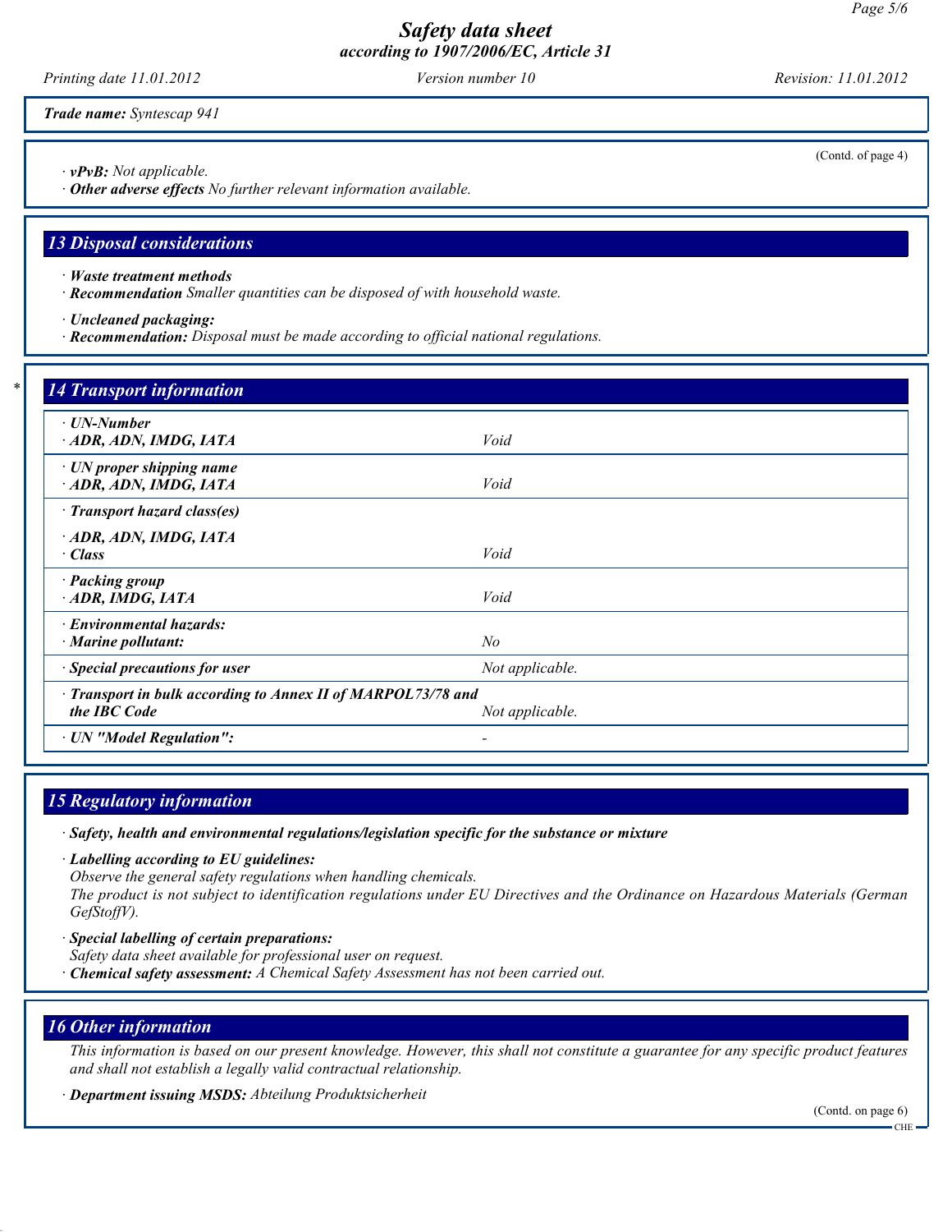*Trade name:* Syntescap 941

(Contd. of page 4)

· ***vPvB:*** *Not applicable.*
· ***Other adverse effects*** *No further relevant information available.*

## 13 Disposal considerations

· ***Waste treatment methods***
· ***Recommendation*** *Smaller quantities can be disposed of with household waste.*

· ***Uncleaned packaging:***
· ***Recommendation:*** *Disposal must be made according to official national regulations.*

## 14 Transport information

| | |
|---|---|
| · **UN-Number** · **ADR, ADN, IMDG, IATA** | *Void* |
| · **UN proper shipping name** · **ADR, ADN, IMDG, IATA** | *Void* |
| · **Transport hazard class(es)** · **ADR, ADN, IMDG, IATA** · **Class** | *Void* |
| · **Packing group** · **ADR, IMDG, IATA** | *Void* |
| · **Environmental hazards:** · **Marine pollutant:** | *No* |
| · **Special precautions for user** | *Not applicable.* |
| · **Transport in bulk according to Annex II of MARPOL73/78 and the IBC Code** | *Not applicable.* |
| · **UN "Model Regulation":** | - |

## 15 Regulatory information

· ***Safety, health and environmental regulations/legislation specific for the substance or mixture***

· ***Labelling according to EU guidelines:***
*Observe the general safety regulations when handling chemicals.*
*The product is not subject to identification regulations under EU Directives and the Ordinance on Hazardous Materials (German GefStoffV).*

· ***Special labelling of certain preparations:***
*Safety data sheet available for professional user on request.*
· ***Chemical safety assessment:*** *A Chemical Safety Assessment has not been carried out.*

## 16 Other information

*This information is based on our present knowledge. However, this shall not constitute a guarantee for any specific product features and shall not establish a legally valid contractual relationship.*

· ***Department issuing MSDS:*** *Abteilung Produktsicherheit*

(Contd. on page 6)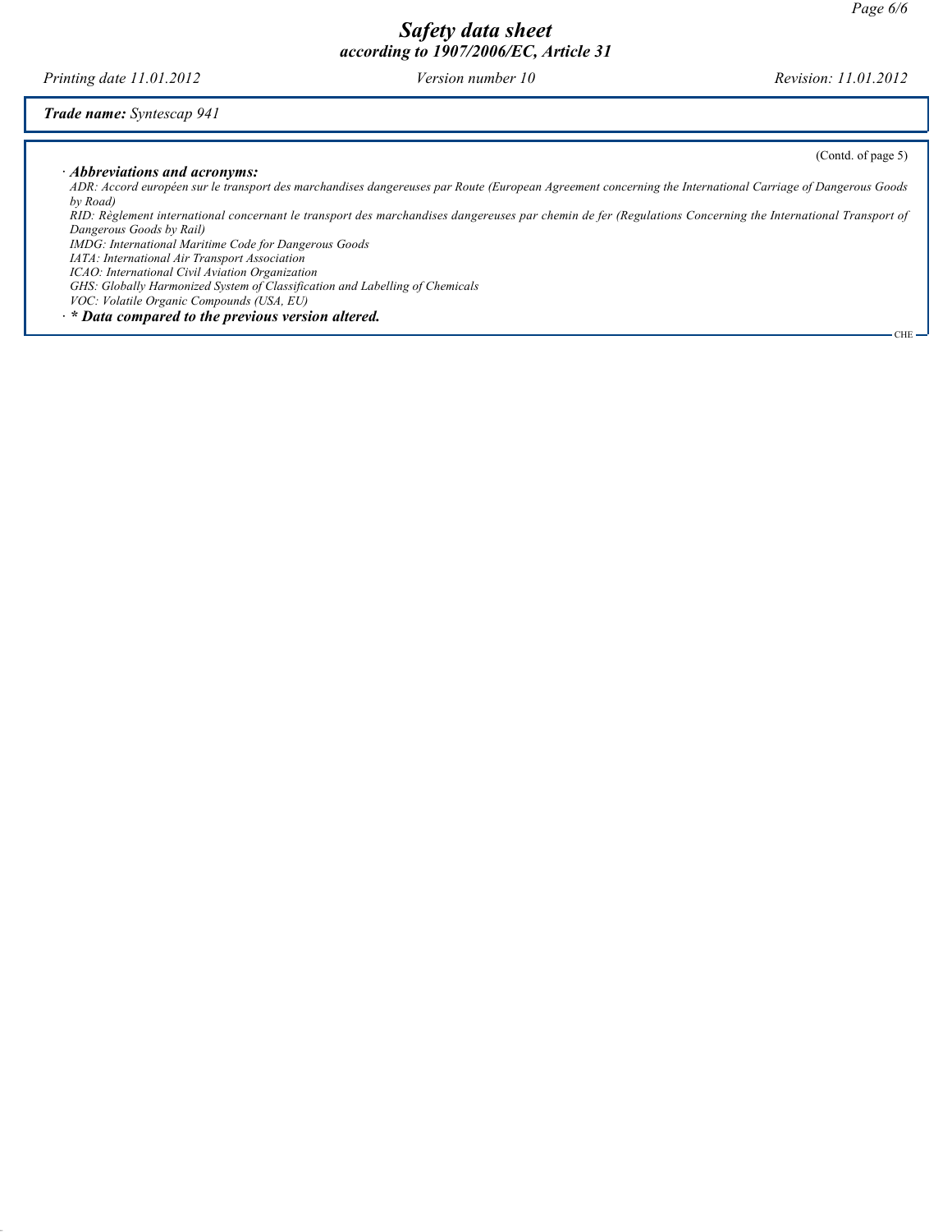(Contd. of page 5)

· ***Abbreviations and acronyms:***

*ADR: Accord européen sur le transport des marchandises dangereuses par Route (European Agreement concerning the International Carriage of Dangerous Goods by Road)*
*RID: Règlement international concernant le transport des marchandises dangereuses par chemin de fer (Regulations Concerning the International Transport of Dangerous Goods by Rail)*
*IMDG: International Maritime Code for Dangerous Goods*
*IATA: International Air Transport Association*
*ICAO: International Civil Aviation Organization*
*GHS: Globally Harmonized System of Classification and Labelling of Chemicals*
*VOC: Volatile Organic Compounds (USA, EU)*

· ***\* Data compared to the previous version altered.***

CHE